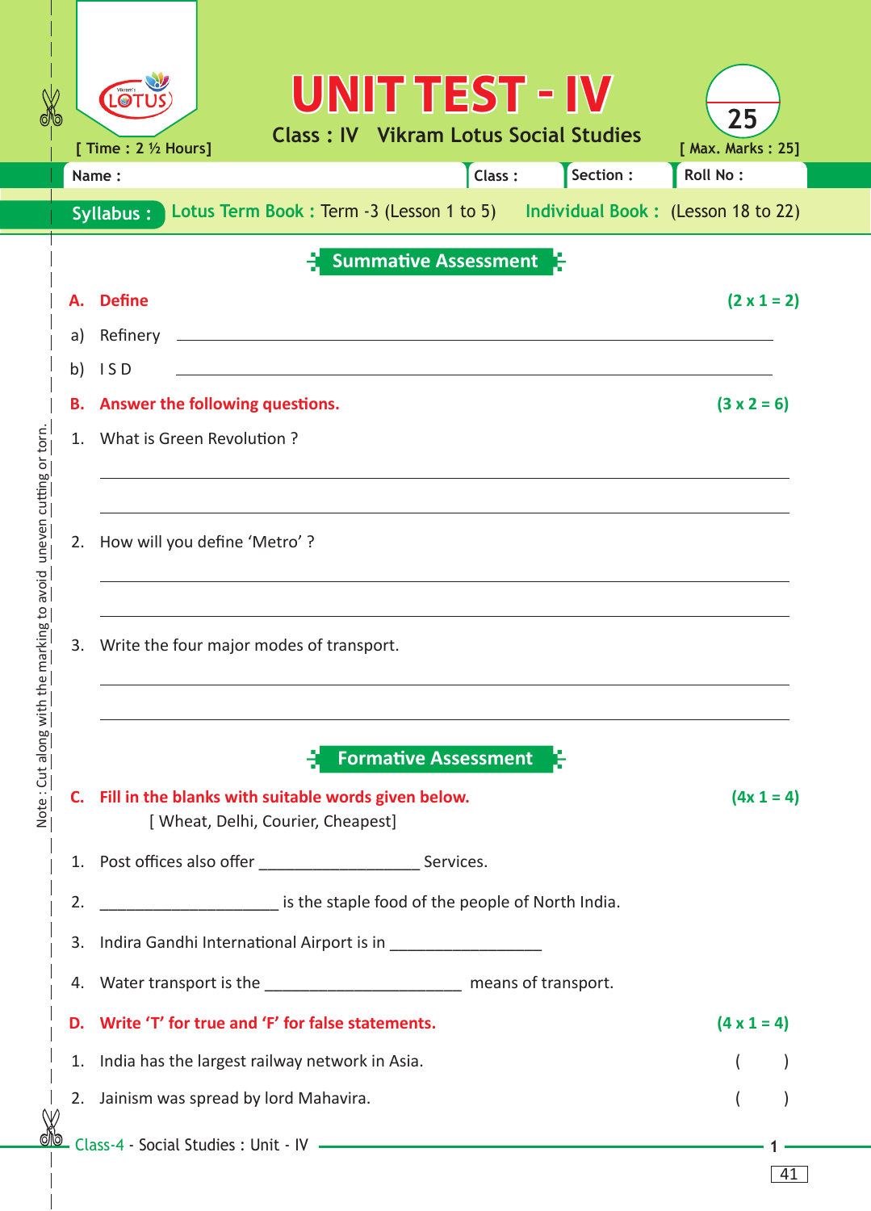# UNIT TEST - IV

**Class : IV   Vikram Lotus Social Studies**

[ Time : 2 ½ Hours]   [ Max. Marks : 25]

25

Name :   Class :   Section :   Roll No :

**Syllabus :** Lotus Term Book : Term -3 (Lesson 1 to 5)   Individual Book : (Lesson 18 to 22)

Note : Cut along with the marking to avoid uneven cutting or torn.

## Summative Assessment

**A. Define** **(2 x 1 = 2)**

a) Refinery ______________________________

b) I S D ______________________________

**B. Answer the following questions.** **(3 x 2 = 6)**

1. What is Green Revolution ?

______________________________

______________________________

2. How will you define 'Metro' ?

______________________________

______________________________

3. Write the four major modes of transport.

______________________________

______________________________

## Formative Assessment

**C. Fill in the blanks with suitable words given below.** **(4x 1 = 4)**

[ Wheat, Delhi, Courier, Cheapest]

1. Post offices also offer __________________ Services.
2. ____________________ is the staple food of the people of North India.
3. Indira Gandhi International Airport is in ________________
4. Water transport is the ______________________ means of transport.

**D. Write 'T' for true and 'F' for false statements.** **(4 x 1 = 4)**

1. India has the largest railway network in Asia. (   )
2. Jainism was spread by lord Mahavira. (   )

Class-4 - Social Studies : Unit - IV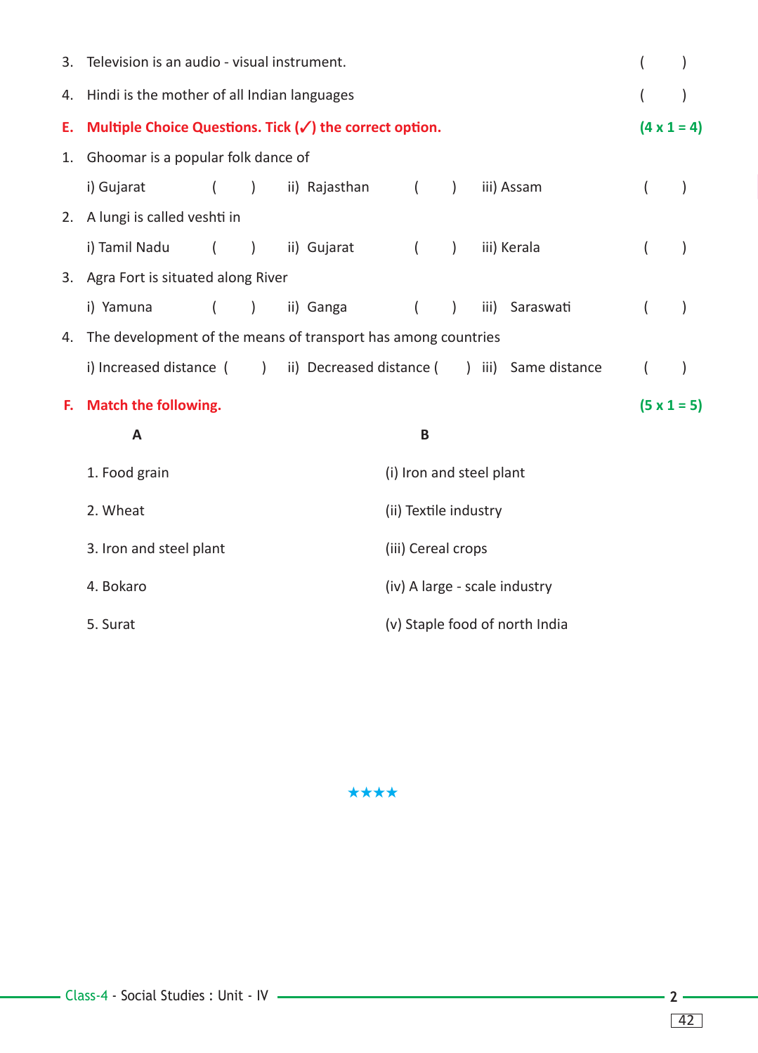3. Television is an audio - visual instrument. ( )

4. Hindi is the mother of all Indian languages ( )

**E. Multiple Choice Questions. Tick (✓) the correct option.** **(4 x 1 = 4)**

1. Ghoomar is a popular folk dance of

   i) Gujarat ( ) ii) Rajasthan ( ) iii) Assam ( )

2. A lungi is called veshti in

   i) Tamil Nadu ( ) ii) Gujarat ( ) iii) Kerala ( )

3. Agra Fort is situated along River

   i) Yamuna ( ) ii) Ganga ( ) iii) Saraswati ( )

4. The development of the means of transport has among countries

   i) Increased distance ( ) ii) Decreased distance ( ) iii) Same distance ( )

**F. Match the following.** **(5 x 1 = 5)**

| A | B |
|---|---|
| 1. Food grain | (i) Iron and steel plant |
| 2. Wheat | (ii) Textile industry |
| 3. Iron and steel plant | (iii) Cereal crops |
| 4. Bokaro | (iv) A large - scale industry |
| 5. Surat | (v) Staple food of north India |

★★★★